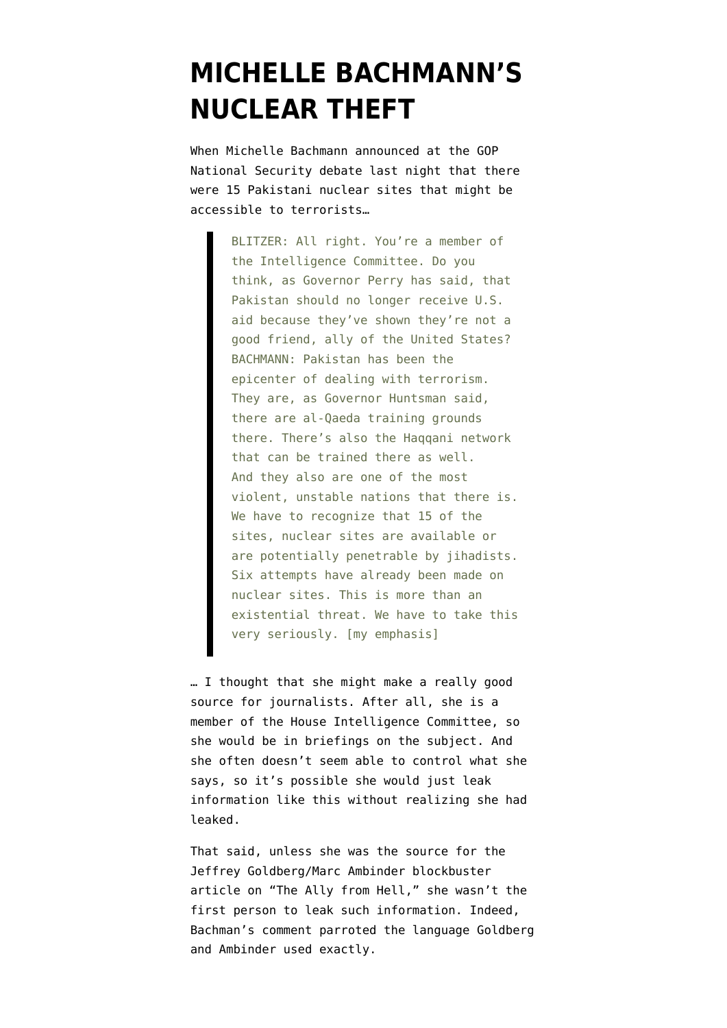# MICHELLE BACHMANN'S NUCLEAR THEFT

When Michelle Bachmann announced at the GOP National Security debate last night that there were 15 Pakistani nuclear sites that might be accessible to terrorists…

> BLITZER: All right. You're a member of the Intelligence Committee. Do you think, as Governor Perry has said, that Pakistan should no longer receive U.S. aid because they've shown they're not a good friend, ally of the United States?
> BACHMANN: Pakistan has been the epicenter of dealing with terrorism. They are, as Governor Huntsman said, there are al-Qaeda training grounds there. There's also the Haqqani network that can be trained there as well. And they also are one of the most violent, unstable nations that there is. We have to recognize that 15 of the sites, nuclear sites are available or are potentially penetrable by jihadists. Six attempts have already been made on nuclear sites. This is more than an existential threat. We have to take this very seriously. [my emphasis]

… I thought that she might make a really good source for journalists. After all, she is a member of the House Intelligence Committee, so she would be in briefings on the subject. And she often doesn't seem able to control what she says, so it's possible she would just leak information like this without realizing she had leaked.

That said, unless she was the source for the Jeffrey Goldberg/Marc Ambinder blockbuster article on "The Ally from Hell," she wasn't the first person to leak such information. Indeed, Bachman's comment parroted the language Goldberg and Ambinder used exactly.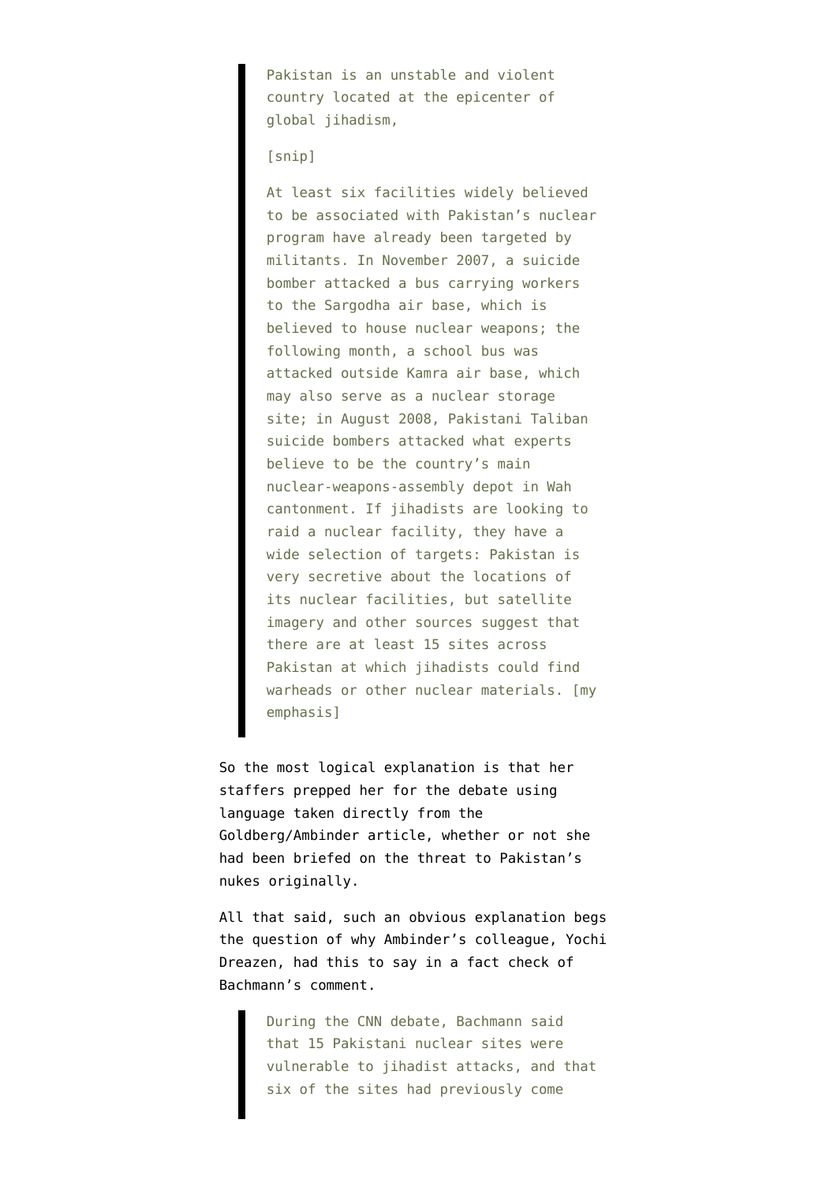> Pakistan is an unstable and violent country located at the epicenter of global jihadism,
>
> [snip]
>
> At least six facilities widely believed to be associated with Pakistan's nuclear program have already been targeted by militants. In November 2007, a suicide bomber attacked a bus carrying workers to the Sargodha air base, which is believed to house nuclear weapons; the following month, a school bus was attacked outside Kamra air base, which may also serve as a nuclear storage site; in August 2008, Pakistani Taliban suicide bombers attacked what experts believe to be the country's main nuclear-weapons-assembly depot in Wah cantonment. If jihadists are looking to raid a nuclear facility, they have a wide selection of targets: Pakistan is very secretive about the locations of its nuclear facilities, but satellite imagery and other sources suggest that there are at least 15 sites across Pakistan at which jihadists could find warheads or other nuclear materials. [my emphasis]

So the most logical explanation is that her staffers prepped her for the debate using language taken directly from the Goldberg/Ambinder article, whether or not she had been briefed on the threat to Pakistan's nukes originally.

All that said, such an obvious explanation begs the question of why Ambinder's colleague, Yochi Dreazen, had this to say in a fact check of Bachmann's comment.

> During the CNN debate, Bachmann said that 15 Pakistani nuclear sites were vulnerable to jihadist attacks, and that six of the sites had previously come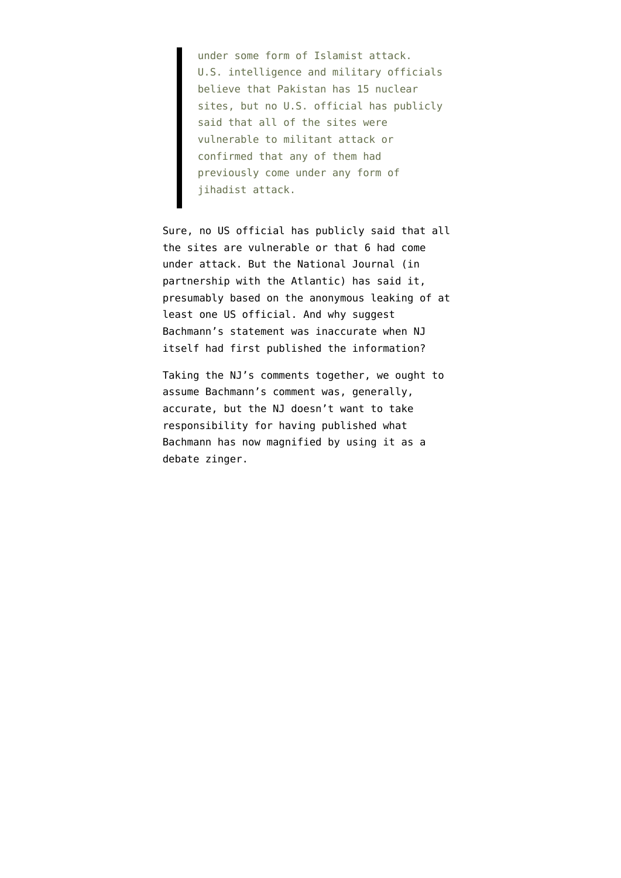> under some form of Islamist attack. U.S. intelligence and military officials believe that Pakistan has 15 nuclear sites, but no U.S. official has publicly said that all of the sites were vulnerable to militant attack or confirmed that any of them had previously come under any form of jihadist attack.

Sure, no US official has publicly said that all the sites are vulnerable or that 6 had come under attack. But the National Journal (in partnership with the Atlantic) has said it, presumably based on the anonymous leaking of at least one US official. And why suggest Bachmann's statement was inaccurate when NJ itself had first published the information?

Taking the NJ's comments together, we ought to assume Bachmann's comment was, generally, accurate, but the NJ doesn't want to take responsibility for having published what Bachmann has now magnified by using it as a debate zinger.